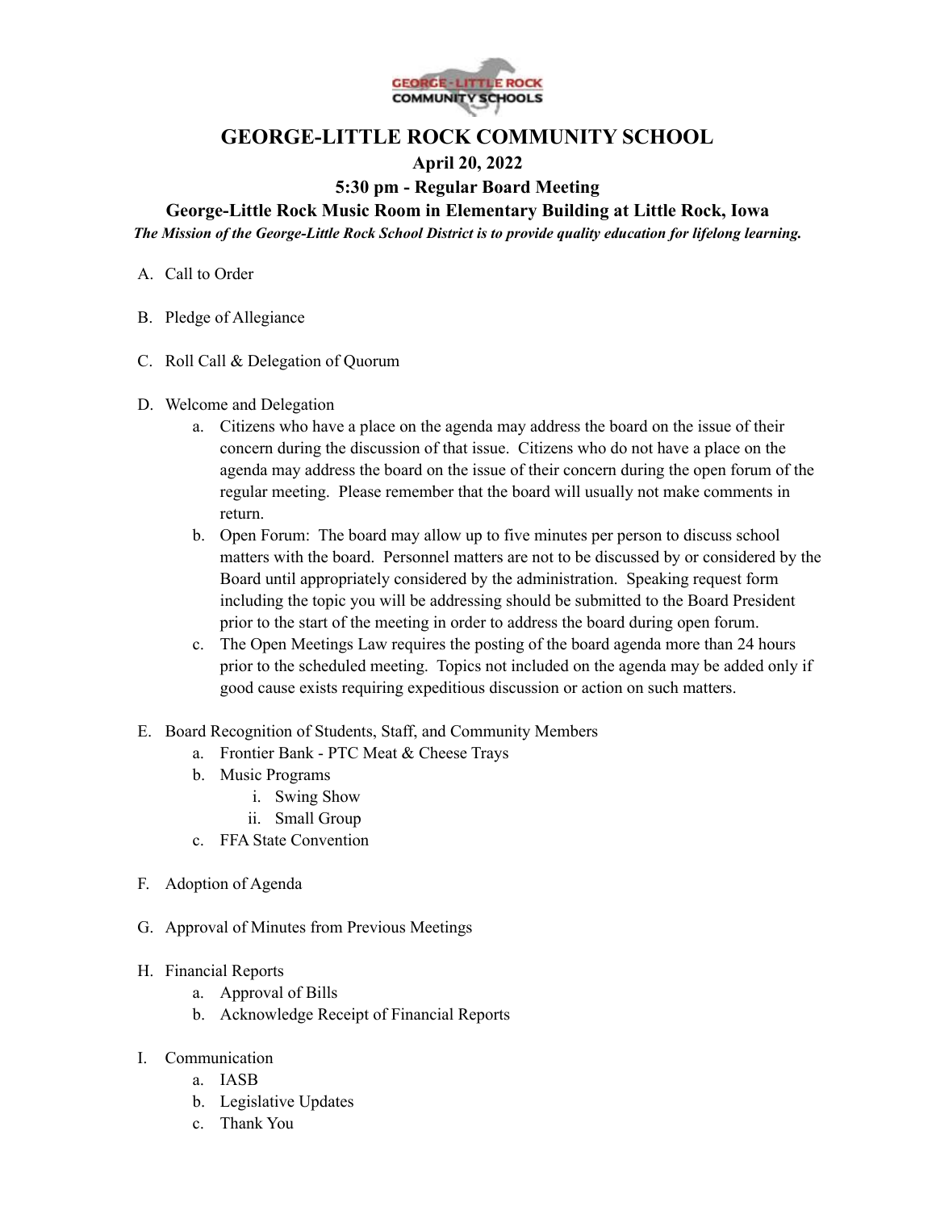# GEORGE-LITTLE ROCK COMMUNITY SCHOOL

## April 20, 2022

## 5:30 pm - Regular Board Meeting

### George-Little Rock Music Room in Elementary Building at Little Rock, Iowa

***The Mission of the George-Little Rock School District is to provide quality education for lifelong learning.***

A. Call to Order

B. Pledge of Allegiance

C. Roll Call & Delegation of Quorum

D. Welcome and Delegation
   a. Citizens who have a place on the agenda may address the board on the issue of their concern during the discussion of that issue. Citizens who do not have a place on the agenda may address the board on the issue of their concern during the open forum of the regular meeting. Please remember that the board will usually not make comments in return.
   b. Open Forum: The board may allow up to five minutes per person to discuss school matters with the board. Personnel matters are not to be discussed by or considered by the Board until appropriately considered by the administration. Speaking request form including the topic you will be addressing should be submitted to the Board President prior to the start of the meeting in order to address the board during open forum.
   c. The Open Meetings Law requires the posting of the board agenda more than 24 hours prior to the scheduled meeting. Topics not included on the agenda may be added only if good cause exists requiring expeditious discussion or action on such matters.

E. Board Recognition of Students, Staff, and Community Members
   a. Frontier Bank - PTC Meat & Cheese Trays
   b. Music Programs
      i. Swing Show
      ii. Small Group
   c. FFA State Convention

F. Adoption of Agenda

G. Approval of Minutes from Previous Meetings

H. Financial Reports
   a. Approval of Bills
   b. Acknowledge Receipt of Financial Reports

I. Communication
   a. IASB
   b. Legislative Updates
   c. Thank You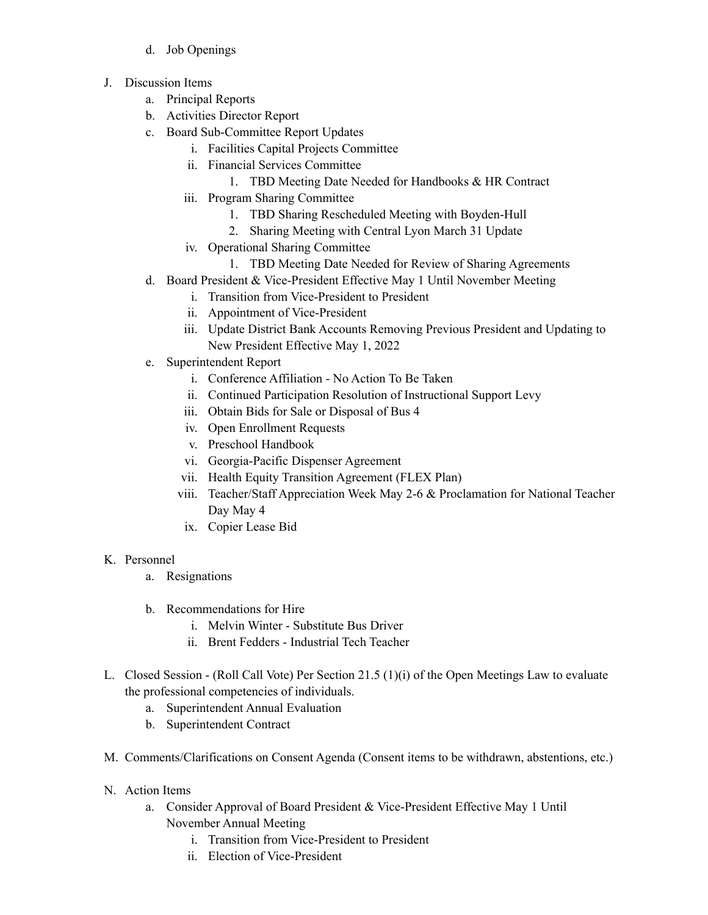d. Job Openings

J. Discussion Items
   a. Principal Reports
   b. Activities Director Report
   c. Board Sub-Committee Report Updates
      i. Facilities Capital Projects Committee
      ii. Financial Services Committee
         1. TBD Meeting Date Needed for Handbooks & HR Contract
      iii. Program Sharing Committee
         1. TBD Sharing Rescheduled Meeting with Boyden-Hull
         2. Sharing Meeting with Central Lyon March 31 Update
      iv. Operational Sharing Committee
         1. TBD Meeting Date Needed for Review of Sharing Agreements
   d. Board President & Vice-President Effective May 1 Until November Meeting
      i. Transition from Vice-President to President
      ii. Appointment of Vice-President
      iii. Update District Bank Accounts Removing Previous President and Updating to New President Effective May 1, 2022
   e. Superintendent Report
      i. Conference Affiliation - No Action To Be Taken
      ii. Continued Participation Resolution of Instructional Support Levy
      iii. Obtain Bids for Sale or Disposal of Bus 4
      iv. Open Enrollment Requests
      v. Preschool Handbook
      vi. Georgia-Pacific Dispenser Agreement
      vii. Health Equity Transition Agreement (FLEX Plan)
      viii. Teacher/Staff Appreciation Week May 2-6 & Proclamation for National Teacher Day May 4
      ix. Copier Lease Bid

K. Personnel
   a. Resignations

   b. Recommendations for Hire
      i. Melvin Winter - Substitute Bus Driver
      ii. Brent Fedders - Industrial Tech Teacher

L. Closed Session - (Roll Call Vote) Per Section 21.5 (1)(i) of the Open Meetings Law to evaluate the professional competencies of individuals.
   a. Superintendent Annual Evaluation
   b. Superintendent Contract

M. Comments/Clarifications on Consent Agenda (Consent items to be withdrawn, abstentions, etc.)

N. Action Items
   a. Consider Approval of Board President & Vice-President Effective May 1 Until November Annual Meeting
      i. Transition from Vice-President to President
      ii. Election of Vice-President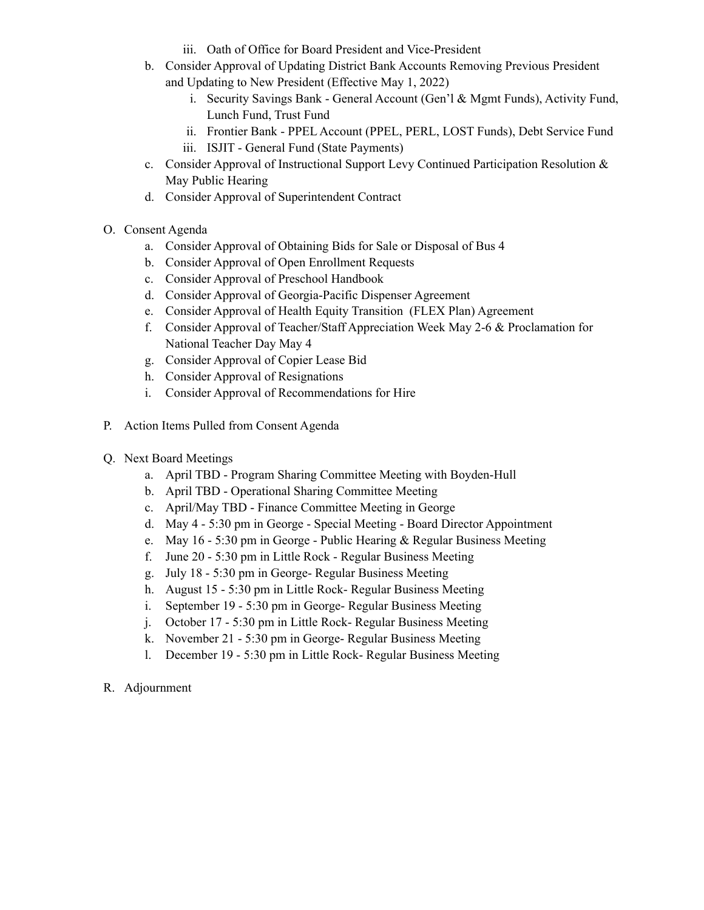iii. Oath of Office for Board President and Vice-President

    b. Consider Approval of Updating District Bank Accounts Removing Previous President and Updating to New President (Effective May 1, 2022)
        i. Security Savings Bank - General Account (Gen'l & Mgmt Funds), Activity Fund, Lunch Fund, Trust Fund
        ii. Frontier Bank - PPEL Account (PPEL, PERL, LOST Funds), Debt Service Fund
        iii. ISJIT - General Fund (State Payments)
    c. Consider Approval of Instructional Support Levy Continued Participation Resolution & May Public Hearing
    d. Consider Approval of Superintendent Contract

O. Consent Agenda
    a. Consider Approval of Obtaining Bids for Sale or Disposal of Bus 4
    b. Consider Approval of Open Enrollment Requests
    c. Consider Approval of Preschool Handbook
    d. Consider Approval of Georgia-Pacific Dispenser Agreement
    e. Consider Approval of Health Equity Transition (FLEX Plan) Agreement
    f. Consider Approval of Teacher/Staff Appreciation Week May 2-6 & Proclamation for National Teacher Day May 4
    g. Consider Approval of Copier Lease Bid
    h. Consider Approval of Resignations
    i. Consider Approval of Recommendations for Hire

P. Action Items Pulled from Consent Agenda

Q. Next Board Meetings
    a. April TBD - Program Sharing Committee Meeting with Boyden-Hull
    b. April TBD - Operational Sharing Committee Meeting
    c. April/May TBD - Finance Committee Meeting in George
    d. May 4 - 5:30 pm in George - Special Meeting - Board Director Appointment
    e. May 16 - 5:30 pm in George - Public Hearing & Regular Business Meeting
    f. June 20 - 5:30 pm in Little Rock - Regular Business Meeting
    g. July 18 - 5:30 pm in George- Regular Business Meeting
    h. August 15 - 5:30 pm in Little Rock- Regular Business Meeting
    i. September 19 - 5:30 pm in George- Regular Business Meeting
    j. October 17 - 5:30 pm in Little Rock- Regular Business Meeting
    k. November 21 - 5:30 pm in George- Regular Business Meeting
    l. December 19 - 5:30 pm in Little Rock- Regular Business Meeting

R. Adjournment